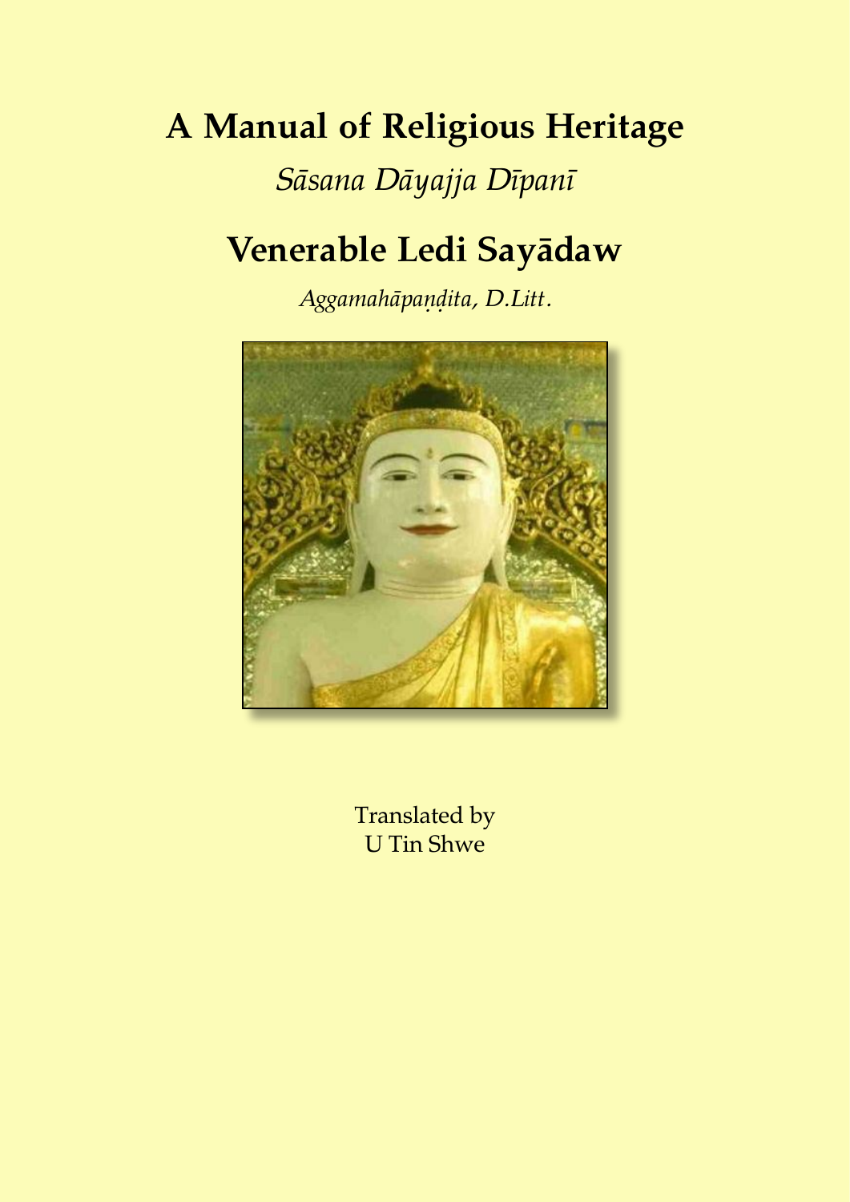# A Manual of Religious Heritage

*Sāsana Dāyajja Dīpanī*

## Venerable Ledi Sayādaw

*Aggamahāpaṇḍita, D.Litt.*

Translated by
U Tin Shwe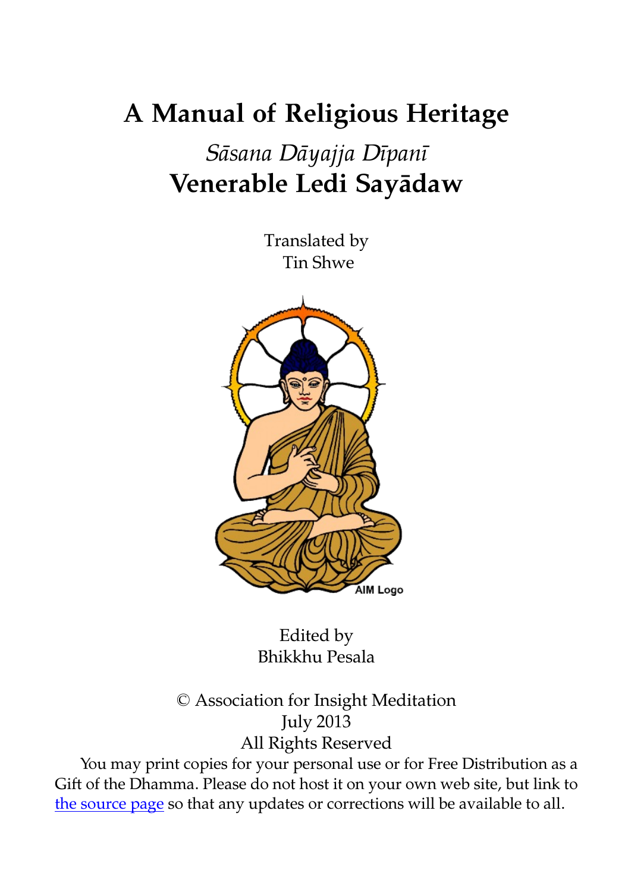# A Manual of Religious Heritage

## *Sāsana Dāyajja Dīpanī*

## Venerable Ledi Sayādaw

Translated by
Tin Shwe

Edited by
Bhikkhu Pesala

© Association for Insight Meditation
July 2013
All Rights Reserved

You may print copies for your personal use or for Free Distribution as a Gift of the Dhamma. Please do not host it on your own web site, but link to the source page so that any updates or corrections will be available to all.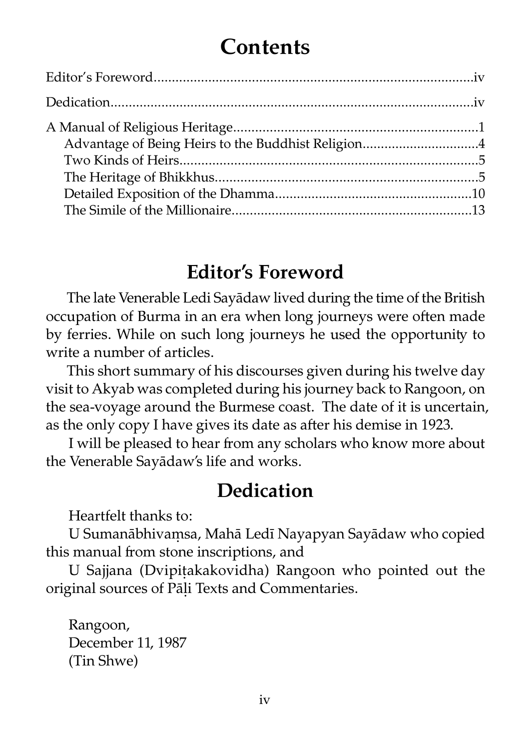# Contents

Editor's Foreword......................................................................................iv

Dedication..................................................................................................iv

A Manual of Religious Heritage...................................................................1
  Advantage of Being Heirs to the Buddhist Religion...............................4
  Two Kinds of Heirs..................................................................................5
  The Heritage of Bhikkhus........................................................................5
  Detailed Exposition of the Dhamma.....................................................10
  The Simile of the Millionaire.................................................................13

## Editor's Foreword

The late Venerable Ledi Sayādaw lived during the time of the British occupation of Burma in an era when long journeys were often made by ferries. While on such long journeys he used the opportunity to write a number of articles.

This short summary of his discourses given during his twelve day visit to Akyab was completed during his journey back to Rangoon, on the sea-voyage around the Burmese coast. The date of it is uncertain, as the only copy I have gives its date as after his demise in 1923.

I will be pleased to hear from any scholars who know more about the Venerable Sayādaw's life and works.

## Dedication

Heartfelt thanks to:

U Sumanābhivaṃsa, Mahā Ledī Nayapyan Sayādaw who copied this manual from stone inscriptions, and

U Sajjana (Dvipiṭakakovidha) Rangoon who pointed out the original sources of Pāḷi Texts and Commentaries.

Rangoon,
December 11, 1987
(Tin Shwe)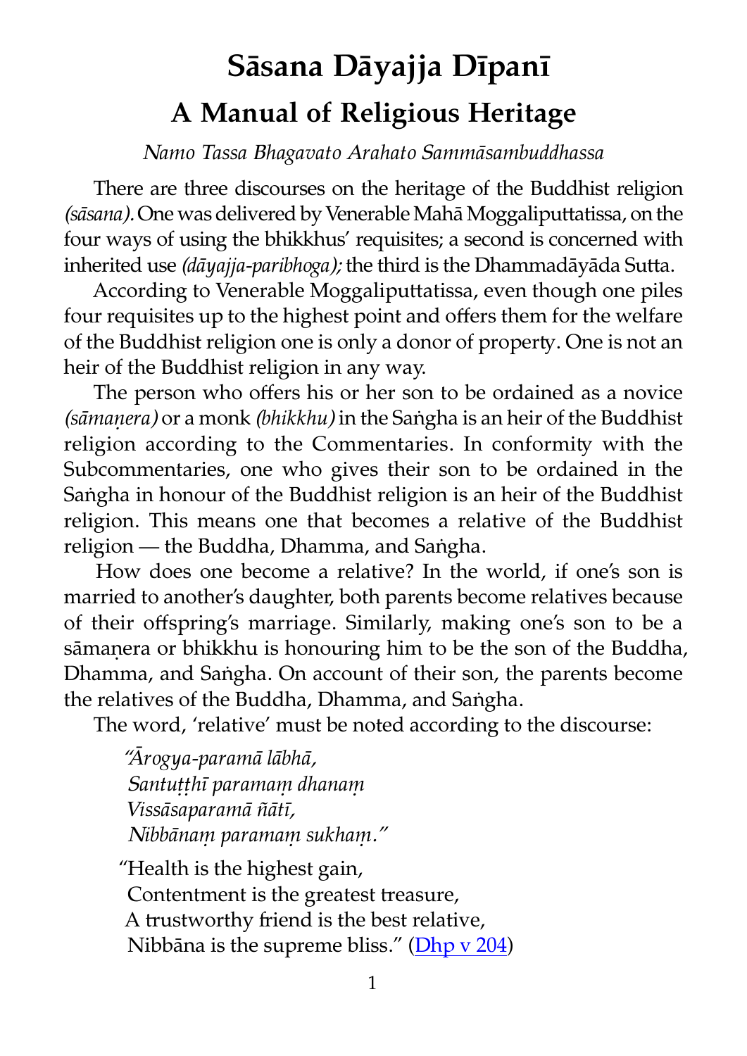# Sāsana Dāyajja Dīpanī

## A Manual of Religious Heritage

*Namo Tassa Bhagavato Arahato Sammāsambuddhassa*

There are three discourses on the heritage of the Buddhist religion *(sāsana)*. One was delivered by Venerable Mahā Moggaliputtatissa, on the four ways of using the bhikkhus' requisites; a second is concerned with inherited use *(dāyajja-paribhoga);* the third is the Dhammadāyāda Sutta.

According to Venerable Moggaliputtatissa, even though one piles four requisites up to the highest point and offers them for the welfare of the Buddhist religion one is only a donor of property. One is not an heir of the Buddhist religion in any way.

The person who offers his or her son to be ordained as a novice *(sāmaṇera)* or a monk *(bhikkhu)* in the Saṅgha is an heir of the Buddhist religion according to the Commentaries. In conformity with the Subcommentaries, one who gives their son to be ordained in the Saṅgha in honour of the Buddhist religion is an heir of the Buddhist religion. This means one that becomes a relative of the Buddhist religion — the Buddha, Dhamma, and Saṅgha.

How does one become a relative? In the world, if one's son is married to another's daughter, both parents become relatives because of their offspring's marriage. Similarly, making one's son to be a sāmaṇera or bhikkhu is honouring him to be the son of the Buddha, Dhamma, and Saṅgha. On account of their son, the parents become the relatives of the Buddha, Dhamma, and Saṅgha.

The word, 'relative' must be noted according to the discourse:

> *"Ārogya-paramā lābhā,*
> *Santuṭṭhī paramaṃ dhanaṃ*
> *Vissāsaparamā ñātī,*
> *Nibbānaṃ paramaṃ sukhaṃ."*

> "Health is the highest gain,
> Contentment is the greatest treasure,
> A trustworthy friend is the best relative,
> Nibbāna is the supreme bliss." (Dhp v 204)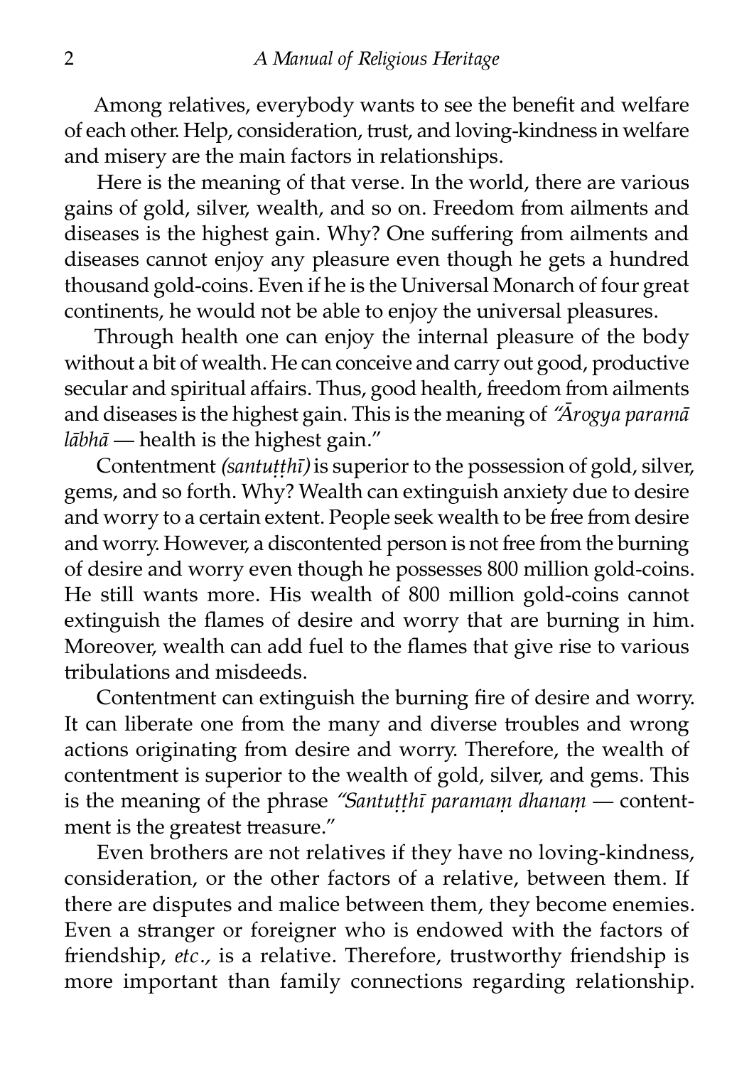Among relatives, everybody wants to see the benefit and welfare of each other. Help, consideration, trust, and loving-kindness in welfare and misery are the main factors in relationships.

Here is the meaning of that verse. In the world, there are various gains of gold, silver, wealth, and so on. Freedom from ailments and diseases is the highest gain. Why? One suffering from ailments and diseases cannot enjoy any pleasure even though he gets a hundred thousand gold-coins. Even if he is the Universal Monarch of four great continents, he would not be able to enjoy the universal pleasures.

Through health one can enjoy the internal pleasure of the body without a bit of wealth. He can conceive and carry out good, productive secular and spiritual affairs. Thus, good health, freedom from ailments and diseases is the highest gain. This is the meaning of *"Ārogya paramā lābhā* — health is the highest gain."

Contentment *(santuṭṭhī)* is superior to the possession of gold, silver, gems, and so forth. Why? Wealth can extinguish anxiety due to desire and worry to a certain extent. People seek wealth to be free from desire and worry. However, a discontented person is not free from the burning of desire and worry even though he possesses 800 million gold-coins. He still wants more. His wealth of 800 million gold-coins cannot extinguish the flames of desire and worry that are burning in him. Moreover, wealth can add fuel to the flames that give rise to various tribulations and misdeeds.

Contentment can extinguish the burning fire of desire and worry. It can liberate one from the many and diverse troubles and wrong actions originating from desire and worry. Therefore, the wealth of contentment is superior to the wealth of gold, silver, and gems. This is the meaning of the phrase *"Santuṭṭhī paramaṃ dhanaṃ* — contentment is the greatest treasure."

Even brothers are not relatives if they have no loving-kindness, consideration, or the other factors of a relative, between them. If there are disputes and malice between them, they become enemies. Even a stranger or foreigner who is endowed with the factors of friendship, *etc.,* is a relative. Therefore, trustworthy friendship is more important than family connections regarding relationship.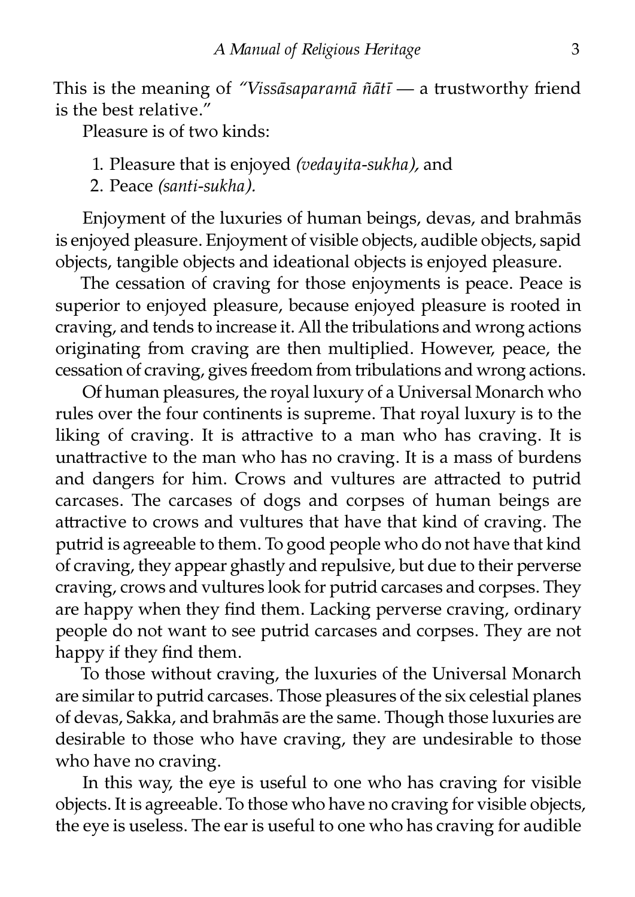This is the meaning of *"Vissāsaparamā ñātī* — a trustworthy friend is the best relative."

Pleasure is of two kinds:

1. Pleasure that is enjoyed *(vedayita-sukha),* and
2. Peace *(santi-sukha).*

Enjoyment of the luxuries of human beings, devas, and brahmās is enjoyed pleasure. Enjoyment of visible objects, audible objects, sapid objects, tangible objects and ideational objects is enjoyed pleasure.

The cessation of craving for those enjoyments is peace. Peace is superior to enjoyed pleasure, because enjoyed pleasure is rooted in craving, and tends to increase it. All the tribulations and wrong actions originating from craving are then multiplied. However, peace, the cessation of craving, gives freedom from tribulations and wrong actions.

Of human pleasures, the royal luxury of a Universal Monarch who rules over the four continents is supreme. That royal luxury is to the liking of craving. It is attractive to a man who has craving. It is unattractive to the man who has no craving. It is a mass of burdens and dangers for him. Crows and vultures are attracted to putrid carcases. The carcases of dogs and corpses of human beings are attractive to crows and vultures that have that kind of craving. The putrid is agreeable to them. To good people who do not have that kind of craving, they appear ghastly and repulsive, but due to their perverse craving, crows and vultures look for putrid carcases and corpses. They are happy when they find them. Lacking perverse craving, ordinary people do not want to see putrid carcases and corpses. They are not happy if they find them.

To those without craving, the luxuries of the Universal Monarch are similar to putrid carcases. Those pleasures of the six celestial planes of devas, Sakka, and brahmās are the same. Though those luxuries are desirable to those who have craving, they are undesirable to those who have no craving.

In this way, the eye is useful to one who has craving for visible objects. It is agreeable. To those who have no craving for visible objects, the eye is useless. The ear is useful to one who has craving for audible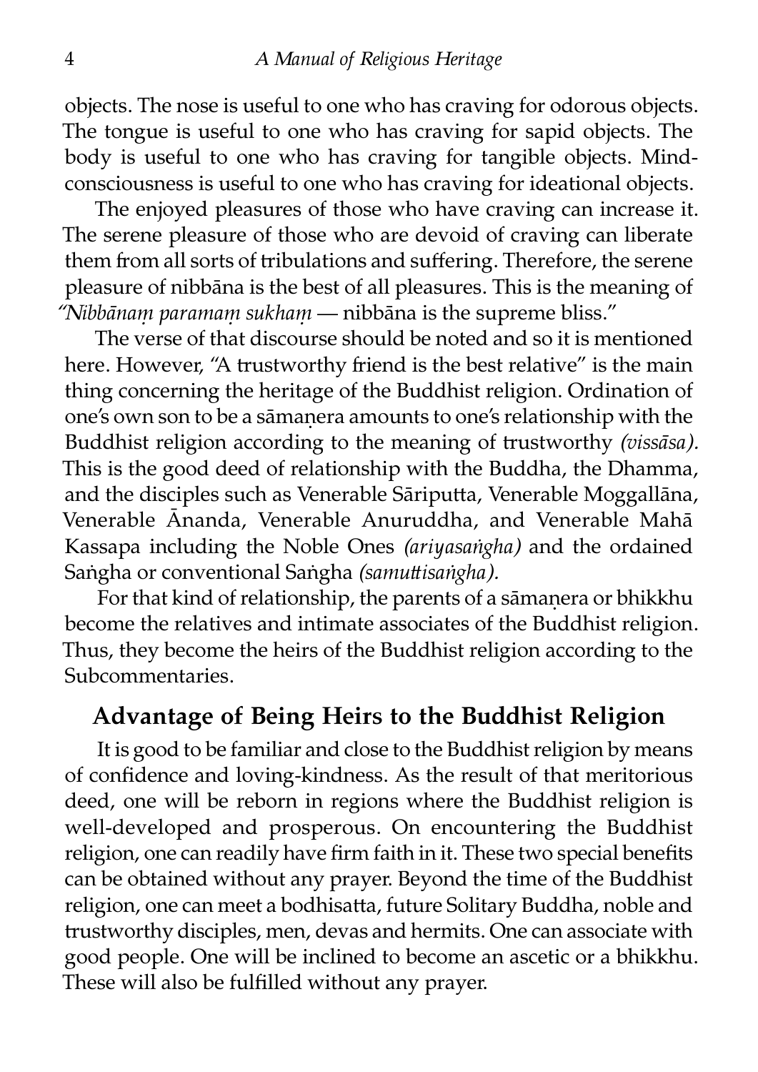objects. The nose is useful to one who has craving for odorous objects. The tongue is useful to one who has craving for sapid objects. The body is useful to one who has craving for tangible objects. Mind-consciousness is useful to one who has craving for ideational objects.

The enjoyed pleasures of those who have craving can increase it. The serene pleasure of those who are devoid of craving can liberate them from all sorts of tribulations and suffering. Therefore, the serene pleasure of nibbāna is the best of all pleasures. This is the meaning of "*Nibbānaṃ paramaṃ sukhaṃ* — nibbāna is the supreme bliss."

The verse of that discourse should be noted and so it is mentioned here. However, "A trustworthy friend is the best relative" is the main thing concerning the heritage of the Buddhist religion. Ordination of one's own son to be a sāmaṇera amounts to one's relationship with the Buddhist religion according to the meaning of trustworthy *(vissāsa).* This is the good deed of relationship with the Buddha, the Dhamma, and the disciples such as Venerable Sāriputta, Venerable Moggallāna, Venerable Ānanda, Venerable Anuruddha, and Venerable Mahā Kassapa including the Noble Ones *(ariyasaṅgha)* and the ordained Saṅgha or conventional Saṅgha *(samuttisaṅgha).*

For that kind of relationship, the parents of a sāmaṇera or bhikkhu become the relatives and intimate associates of the Buddhist religion. Thus, they become the heirs of the Buddhist religion according to the Subcommentaries.

## Advantage of Being Heirs to the Buddhist Religion

It is good to be familiar and close to the Buddhist religion by means of confidence and loving-kindness. As the result of that meritorious deed, one will be reborn in regions where the Buddhist religion is well-developed and prosperous. On encountering the Buddhist religion, one can readily have firm faith in it. These two special benefits can be obtained without any prayer. Beyond the time of the Buddhist religion, one can meet a bodhisatta, future Solitary Buddha, noble and trustworthy disciples, men, devas and hermits. One can associate with good people. One will be inclined to become an ascetic or a bhikkhu. These will also be fulfilled without any prayer.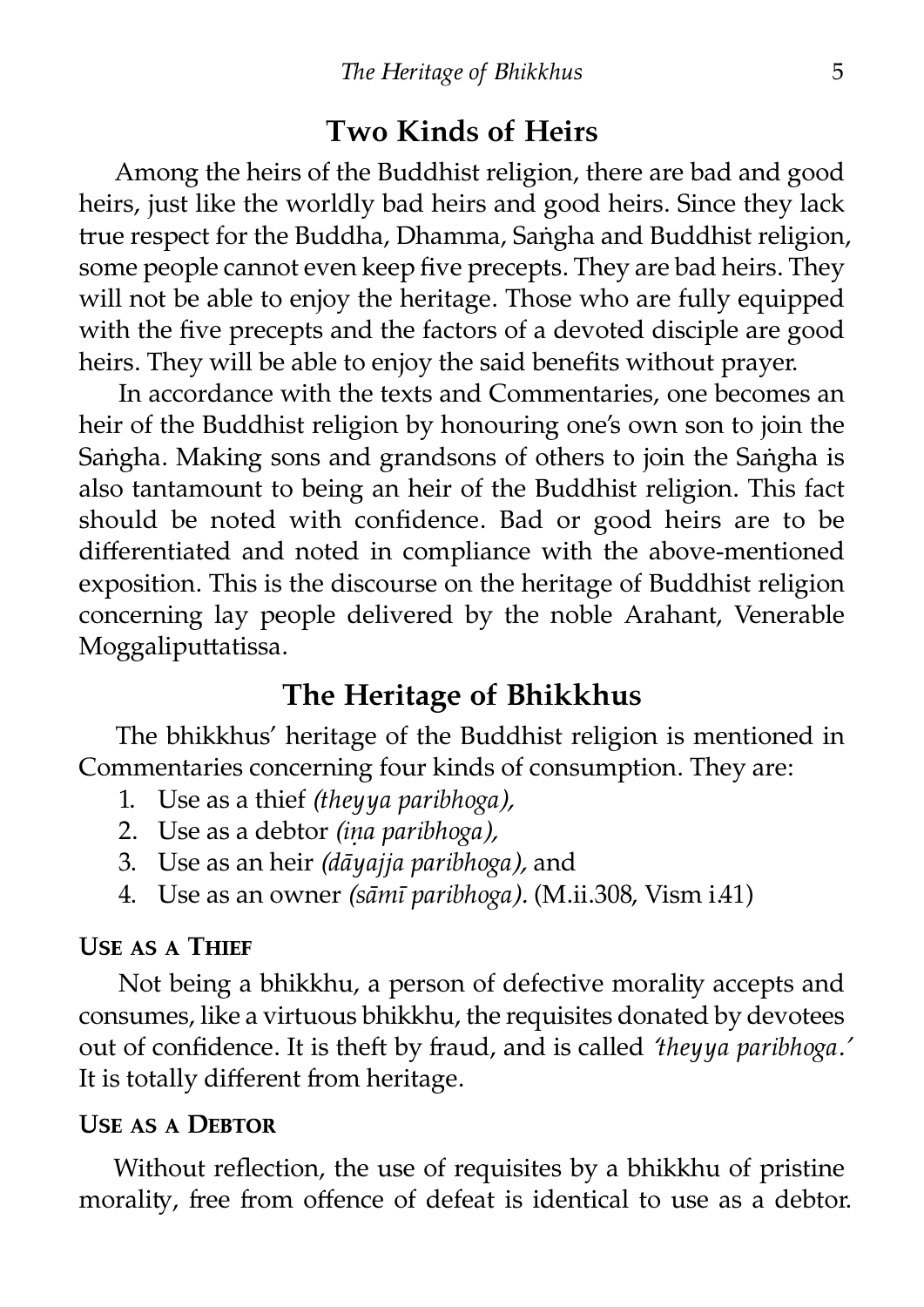## Two Kinds of Heirs

Among the heirs of the Buddhist religion, there are bad and good heirs, just like the worldly bad heirs and good heirs. Since they lack true respect for the Buddha, Dhamma, Saṅgha and Buddhist religion, some people cannot even keep five precepts. They are bad heirs. They will not be able to enjoy the heritage. Those who are fully equipped with the five precepts and the factors of a devoted disciple are good heirs. They will be able to enjoy the said benefits without prayer.

In accordance with the texts and Commentaries, one becomes an heir of the Buddhist religion by honouring one's own son to join the Saṅgha. Making sons and grandsons of others to join the Saṅgha is also tantamount to being an heir of the Buddhist religion. This fact should be noted with confidence. Bad or good heirs are to be differentiated and noted in compliance with the above-mentioned exposition. This is the discourse on the heritage of Buddhist religion concerning lay people delivered by the noble Arahant, Venerable Moggaliputtatissa.

## The Heritage of Bhikkhus

The bhikkhus' heritage of the Buddhist religion is mentioned in Commentaries concerning four kinds of consumption. They are:

1. Use as a thief *(theyya paribhoga),*
2. Use as a debtor *(iṇa paribhoga),*
3. Use as an heir *(dāyajja paribhoga),* and
4. Use as an owner *(sāmī paribhoga).* (M.ii.308, Vism i.41)

### Use as a Thief

Not being a bhikkhu, a person of defective morality accepts and consumes, like a virtuous bhikkhu, the requisites donated by devotees out of confidence. It is theft by fraud, and is called *'theyya paribhoga.'* It is totally different from heritage.

### Use as a Debtor

Without reflection, the use of requisites by a bhikkhu of pristine morality, free from offence of defeat is identical to use as a debtor.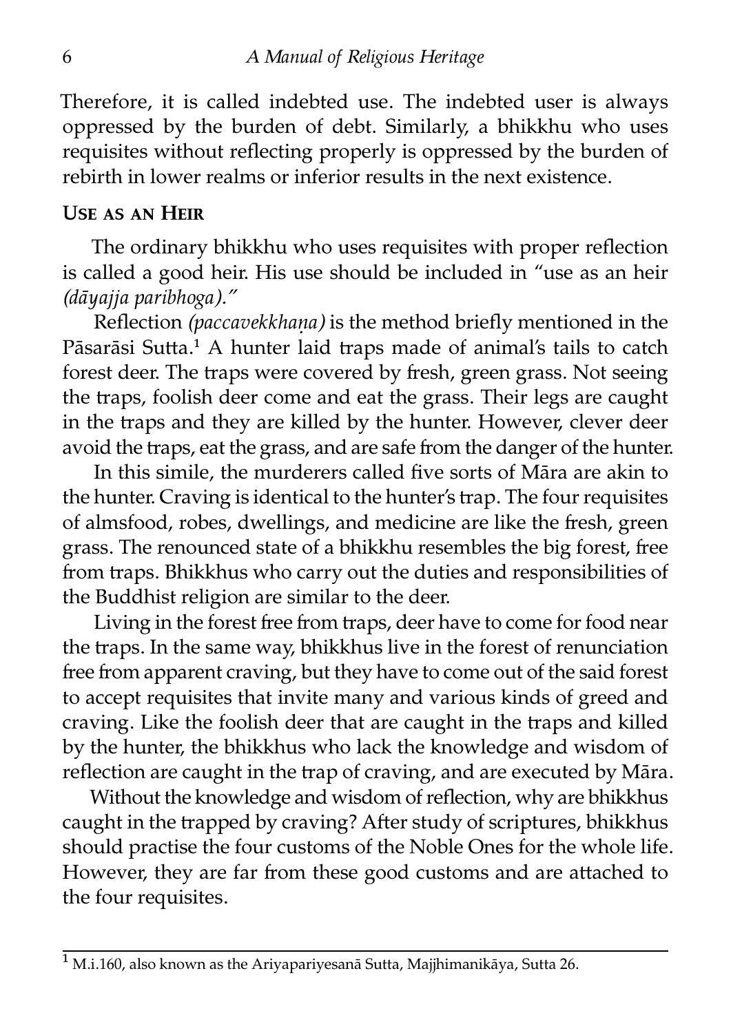Therefore, it is called indebted use. The indebted user is always oppressed by the burden of debt. Similarly, a bhikkhu who uses requisites without reflecting properly is oppressed by the burden of rebirth in lower realms or inferior results in the next existence.

## Use as an Heir

The ordinary bhikkhu who uses requisites with proper reflection is called a good heir. His use should be included in "use as an heir *(dāyajja paribhoga)*."

Reflection *(paccavekkhaṇa)* is the method briefly mentioned in the Pāsarāsi Sutta.[1] A hunter laid traps made of animal's tails to catch forest deer. The traps were covered by fresh, green grass. Not seeing the traps, foolish deer come and eat the grass. Their legs are caught in the traps and they are killed by the hunter. However, clever deer avoid the traps, eat the grass, and are safe from the danger of the hunter.

In this simile, the murderers called five sorts of Māra are akin to the hunter. Craving is identical to the hunter's trap. The four requisites of almsfood, robes, dwellings, and medicine are like the fresh, green grass. The renounced state of a bhikkhu resembles the big forest, free from traps. Bhikkhus who carry out the duties and responsibilities of the Buddhist religion are similar to the deer.

Living in the forest free from traps, deer have to come for food near the traps. In the same way, bhikkhus live in the forest of renunciation free from apparent craving, but they have to come out of the said forest to accept requisites that invite many and various kinds of greed and craving. Like the foolish deer that are caught in the traps and killed by the hunter, the bhikkhus who lack the knowledge and wisdom of reflection are caught in the trap of craving, and are executed by Māra.

Without the knowledge and wisdom of reflection, why are bhikkhus caught in the trapped by craving? After study of scriptures, bhikkhus should practise the four customs of the Noble Ones for the whole life. However, they are far from these good customs and are attached to the four requisites.

---

[1] M.i.160, also known as the Ariyapariyesanā Sutta, Majjhimanikāya, Sutta 26.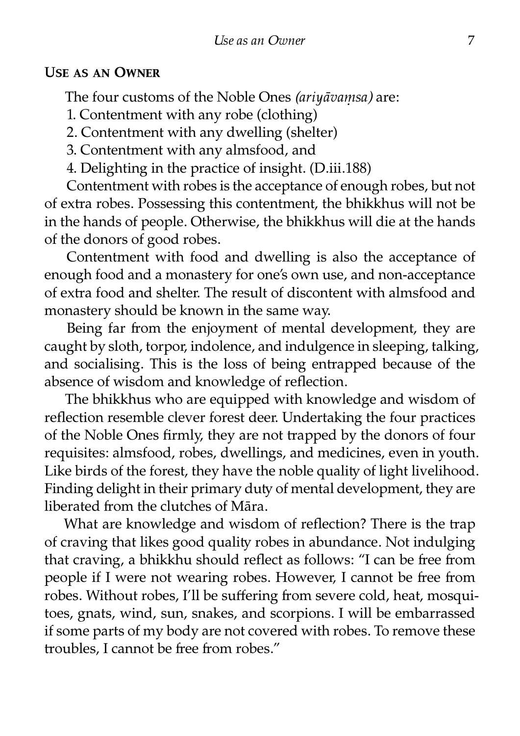## Use as an Owner

The four customs of the Noble Ones *(ariyāvaṃsa)* are:

1. Contentment with any robe (clothing)
2. Contentment with any dwelling (shelter)
3. Contentment with any almsfood, and
4. Delighting in the practice of insight. (D.iii.188)

Contentment with robes is the acceptance of enough robes, but not of extra robes. Possessing this contentment, the bhikkhus will not be in the hands of people. Otherwise, the bhikkhus will die at the hands of the donors of good robes.

Contentment with food and dwelling is also the acceptance of enough food and a monastery for one's own use, and non-acceptance of extra food and shelter. The result of discontent with almsfood and monastery should be known in the same way.

Being far from the enjoyment of mental development, they are caught by sloth, torpor, indolence, and indulgence in sleeping, talking, and socialising. This is the loss of being entrapped because of the absence of wisdom and knowledge of reflection.

The bhikkhus who are equipped with knowledge and wisdom of reflection resemble clever forest deer. Undertaking the four practices of the Noble Ones firmly, they are not trapped by the donors of four requisites: almsfood, robes, dwellings, and medicines, even in youth. Like birds of the forest, they have the noble quality of light livelihood. Finding delight in their primary duty of mental development, they are liberated from the clutches of Māra.

What are knowledge and wisdom of reflection? There is the trap of craving that likes good quality robes in abundance. Not indulging that craving, a bhikkhu should reflect as follows: "I can be free from people if I were not wearing robes. However, I cannot be free from robes. Without robes, I'll be suffering from severe cold, heat, mosquitoes, gnats, wind, sun, snakes, and scorpions. I will be embarrassed if some parts of my body are not covered with robes. To remove these troubles, I cannot be free from robes."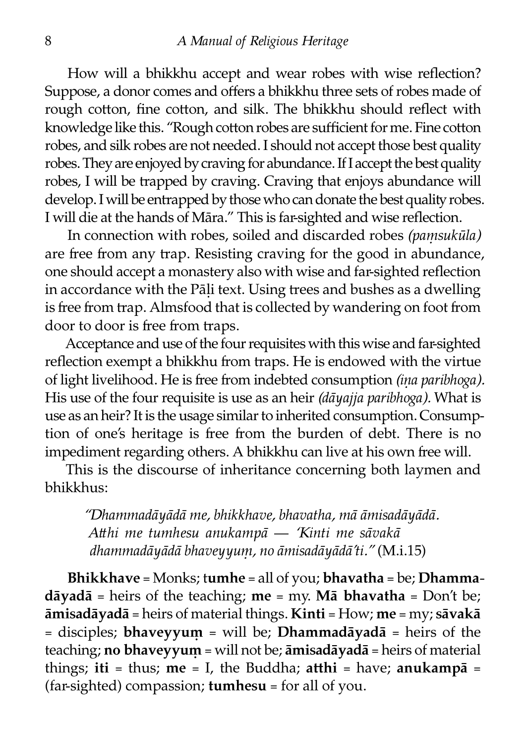How will a bhikkhu accept and wear robes with wise reflection? Suppose, a donor comes and offers a bhikkhu three sets of robes made of rough cotton, fine cotton, and silk. The bhikkhu should reflect with knowledge like this. "Rough cotton robes are sufficient for me. Fine cotton robes, and silk robes are not needed. I should not accept those best quality robes. They are enjoyed by craving for abundance. If I accept the best quality robes, I will be trapped by craving. Craving that enjoys abundance will develop. I will be entrapped by those who can donate the best quality robes. I will die at the hands of Māra." This is far-sighted and wise reflection.

In connection with robes, soiled and discarded robes *(paṃsukūla)* are free from any trap. Resisting craving for the good in abundance, one should accept a monastery also with wise and far-sighted reflection in accordance with the Pāḷi text. Using trees and bushes as a dwelling is free from trap. Almsfood that is collected by wandering on foot from door to door is free from traps.

Acceptance and use of the four requisites with this wise and far-sighted reflection exempt a bhikkhu from traps. He is endowed with the virtue of light livelihood. He is free from indebted consumption *(iṇa paribhoga).* His use of the four requisite is use as an heir *(dāyajja paribhoga).* What is use as an heir? It is the usage similar to inherited consumption. Consumption of one's heritage is free from the burden of debt. There is no impediment regarding others. A bhikkhu can live at his own free will.

This is the discourse of inheritance concerning both laymen and bhikkhus:

> *"Dhammadāyādā me, bhikkhave, bhavatha, mā āmisadāyādā. Atthi me tumhesu anukampā — 'Kinti me sāvakā dhammadāyādā bhaveyyuṃ, no āmisadāyādā'ti."* (M.i.15)

**Bhikkhave** = Monks; t**umhe** = all of you; **bhavatha** = be; **Dhammadāyadā** = heirs of the teaching; **me** = my. **Mā bhavatha** = Don't be; **āmisadāyadā** = heirs of material things. **Kinti** = How; **me** = my; **sāvakā** = disciples; **bhaveyyuṃ** = will be; **Dhammadāyadā** = heirs of the teaching; **no bhaveyyuṃ** = will not be; **āmisadāyadā** = heirs of material things; **iti** = thus; **me** = I, the Buddha; **atthi** = have; **anukampā** = (far-sighted) compassion; **tumhesu** = for all of you.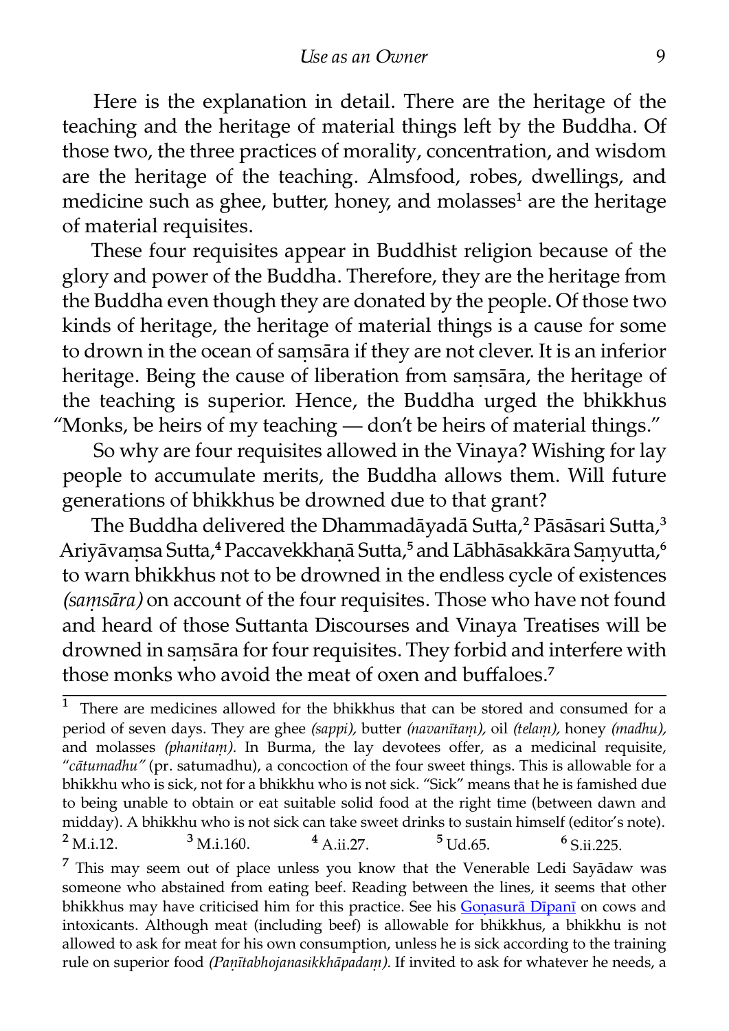Here is the explanation in detail. There are the heritage of the teaching and the heritage of material things left by the Buddha. Of those two, the three practices of morality, concentration, and wisdom are the heritage of the teaching. Almsfood, robes, dwellings, and medicine such as ghee, butter, honey, and molasses[1] are the heritage of material requisites.

These four requisites appear in Buddhist religion because of the glory and power of the Buddha. Therefore, they are the heritage from the Buddha even though they are donated by the people. Of those two kinds of heritage, the heritage of material things is a cause for some to drown in the ocean of saṃsāra if they are not clever. It is an inferior heritage. Being the cause of liberation from saṃsāra, the heritage of the teaching is superior. Hence, the Buddha urged the bhikkhus "Monks, be heirs of my teaching — don't be heirs of material things."

So why are four requisites allowed in the Vinaya? Wishing for lay people to accumulate merits, the Buddha allows them. Will future generations of bhikkhus be drowned due to that grant?

The Buddha delivered the Dhammadāyadā Sutta,[2] Pāsāsari Sutta,[3] Ariyāvaṃsa Sutta,[4] Paccavekkhaṇā Sutta,[5] and Lābhāsakkāra Saṃyutta,[6] to warn bhikkhus not to be drowned in the endless cycle of existences *(saṃsāra)* on account of the four requisites. Those who have not found and heard of those Suttanta Discourses and Vinaya Treatises will be drowned in saṃsāra for four requisites. They forbid and interfere with those monks who avoid the meat of oxen and buffaloes.[7]

---

[1] There are medicines allowed for the bhikkhus that can be stored and consumed for a period of seven days. They are ghee *(sappi),* butter *(navanītaṃ),* oil *(telaṃ),* honey *(madhu),* and molasses *(phanitaṃ).* In Burma, the lay devotees offer, as a medicinal requisite, "*cātumadhu"* (pr. satumadhu), a concoction of the four sweet things. This is allowable for a bhikkhu who is sick, not for a bhikkhu who is not sick. "Sick" means that he is famished due to being unable to obtain or eat suitable solid food at the right time (between dawn and midday). A bhikkhu who is not sick can take sweet drinks to sustain himself (editor's note).

[2] M.i.12. [3] M.i.160. [4] A.ii.27. [5] Ud.65. [6] S.ii.225.

[7] This may seem out of place unless you know that the Venerable Ledi Sayādaw was someone who abstained from eating beef. Reading between the lines, it seems that other bhikkhus may have criticised him for this practice. See his Goṇasurā Dīpanī on cows and intoxicants. Although meat (including beef) is allowable for bhikkhus, a bhikkhu is not allowed to ask for meat for his own consumption, unless he is sick according to the training rule on superior food *(Paṇītabhojanasikkhāpadaṃ).* If invited to ask for whatever he needs, a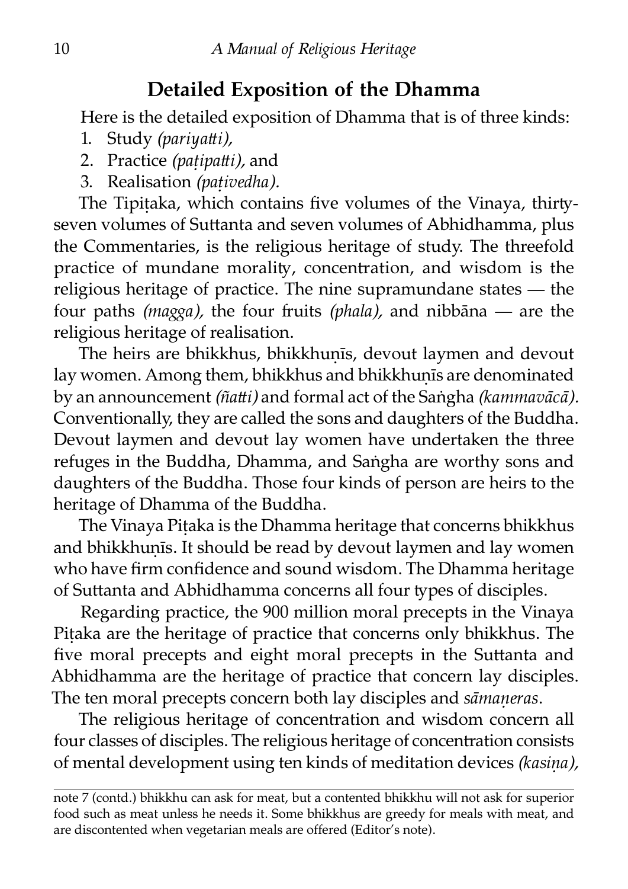## Detailed Exposition of the Dhamma

Here is the detailed exposition of Dhamma that is of three kinds:

1. Study *(pariyatti),*
2. Practice *(paṭipatti),* and
3. Realisation *(paṭivedha).*

The Tipiṭaka, which contains five volumes of the Vinaya, thirty-seven volumes of Suttanta and seven volumes of Abhidhamma, plus the Commentaries, is the religious heritage of study. The threefold practice of mundane morality, concentration, and wisdom is the religious heritage of practice. The nine supramundane states — the four paths *(magga),* the four fruits *(phala),* and nibbāna — are the religious heritage of realisation.

The heirs are bhikkhus, bhikkhuṇīs, devout laymen and devout lay women. Among them, bhikkhus and bhikkhuṇīs are denominated by an announcement *(ñatti)* and formal act of the Saṅgha *(kammavācā).* Conventionally, they are called the sons and daughters of the Buddha. Devout laymen and devout lay women have undertaken the three refuges in the Buddha, Dhamma, and Saṅgha are worthy sons and daughters of the Buddha. Those four kinds of person are heirs to the heritage of Dhamma of the Buddha.

The Vinaya Piṭaka is the Dhamma heritage that concerns bhikkhus and bhikkhuṇīs. It should be read by devout laymen and lay women who have firm confidence and sound wisdom. The Dhamma heritage of Suttanta and Abhidhamma concerns all four types of disciples.

Regarding practice, the 900 million moral precepts in the Vinaya Piṭaka are the heritage of practice that concerns only bhikkhus. The five moral precepts and eight moral precepts in the Suttanta and Abhidhamma are the heritage of practice that concern lay disciples. The ten moral precepts concern both lay disciples and *sāmaṇeras*.

The religious heritage of concentration and wisdom concern all four classes of disciples. The religious heritage of concentration consists of mental development using ten kinds of meditation devices *(kasiṇa),*

---

note 7 (contd.) bhikkhu can ask for meat, but a contented bhikkhu will not ask for superior food such as meat unless he needs it. Some bhikkhus are greedy for meals with meat, and are discontented when vegetarian meals are offered (Editor's note).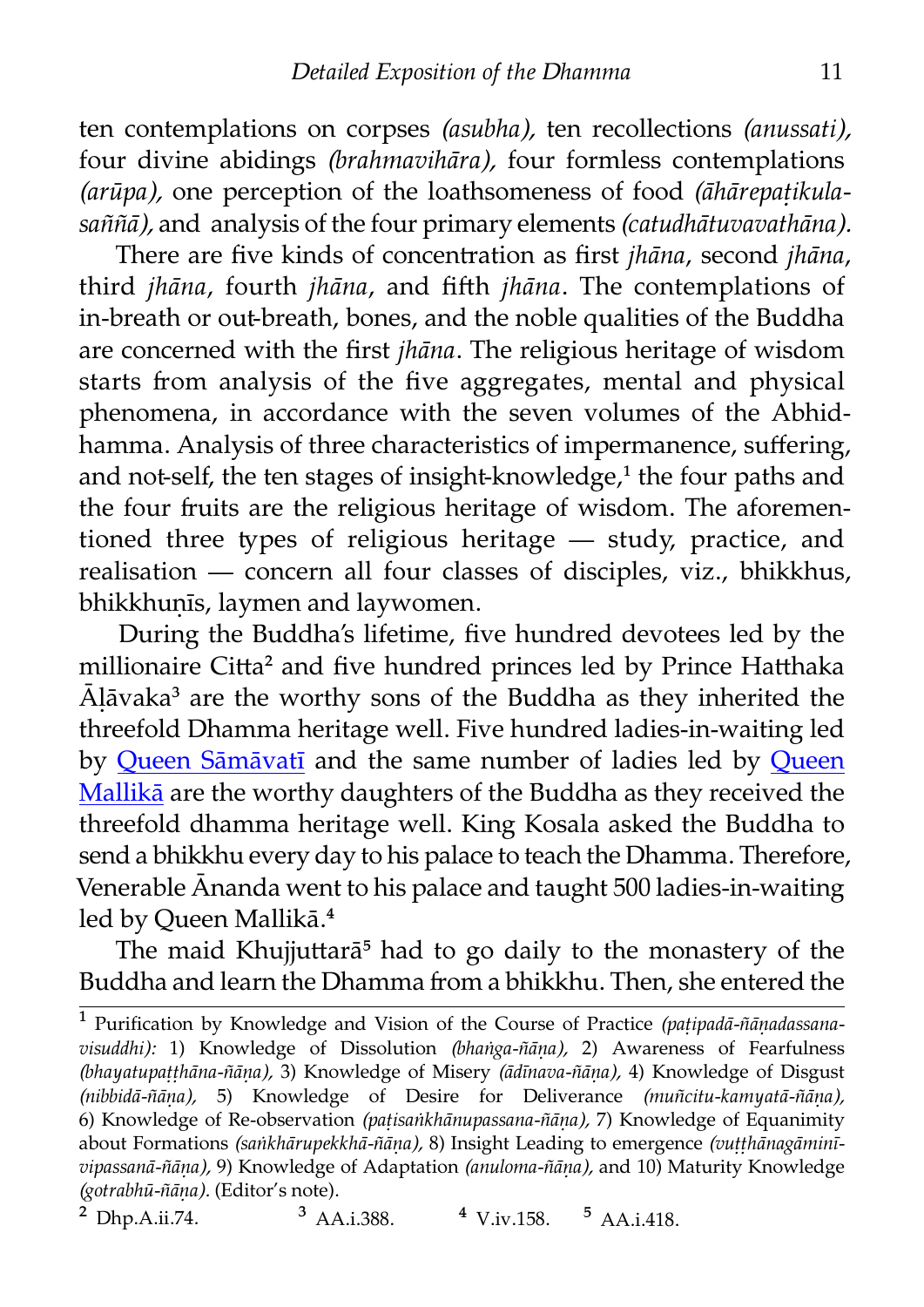ten contemplations on corpses *(asubha),* ten recollections *(anussati),* four divine abidings *(brahmavihāra),* four formless contemplations *(arūpa),* one perception of the loathsomeness of food *(āhārepaṭikula-saññā),* and analysis of the four primary elements *(catudhātuvavathāna).*

There are five kinds of concentration as first *jhāna*, second *jhāna*, third *jhāna*, fourth *jhāna*, and fifth *jhāna*. The contemplations of in-breath or out-breath, bones, and the noble qualities of the Buddha are concerned with the first *jhāna*. The religious heritage of wisdom starts from analysis of the five aggregates, mental and physical phenomena, in accordance with the seven volumes of the Abhidhamma. Analysis of three characteristics of impermanence, suffering, and not-self, the ten stages of insight-knowledge,[1] the four paths and the four fruits are the religious heritage of wisdom. The aforementioned three types of religious heritage — study, practice, and realisation — concern all four classes of disciples, viz., bhikkhus, bhikkhuṇīs, laymen and laywomen.

During the Buddha's lifetime, five hundred devotees led by the millionaire Citta[2] and five hundred princes led by Prince Hatthaka Āḷāvaka[3] are the worthy sons of the Buddha as they inherited the threefold Dhamma heritage well. Five hundred ladies-in-waiting led by Queen Sāmāvatī and the same number of ladies led by Queen Mallikā are the worthy daughters of the Buddha as they received the threefold dhamma heritage well. King Kosala asked the Buddha to send a bhikkhu every day to his palace to teach the Dhamma. Therefore, Venerable Ānanda went to his palace and taught 500 ladies-in-waiting led by Queen Mallikā.[4]

The maid Khujjuttarā[5] had to go daily to the monastery of the Buddha and learn the Dhamma from a bhikkhu. Then, she entered the

---

[1] Purification by Knowledge and Vision of the Course of Practice *(paṭipadā-ñāṇadassana-visuddhi):* 1) Knowledge of Dissolution *(bhaṅga-ñāṇa),* 2) Awareness of Fearfulness *(bhayatupaṭṭhāna-ñāṇa),* 3) Knowledge of Misery *(ādīnava-ñāṇa),* 4) Knowledge of Disgust *(nibbidā-ñāṇa),* 5) Knowledge of Desire for Deliverance *(muñcitu-kamyatā-ñāṇa),* 6) Knowledge of Re-observation *(paṭisaṅkhānupassana-ñāṇa),* 7) Knowledge of Equanimity about Formations *(saṅkhārupekkhā-ñāṇa),* 8) Insight Leading to emergence *(vuṭṭhānagāminī-vipassanā-ñāṇa),* 9) Knowledge of Adaptation *(anuloma-ñāṇa),* and 10) Maturity Knowledge *(gotrabhū-ñāṇa).* (Editor's note).

[2] Dhp.A.ii.74. [3] AA.i.388. [4] V.iv.158. [5] AA.i.418.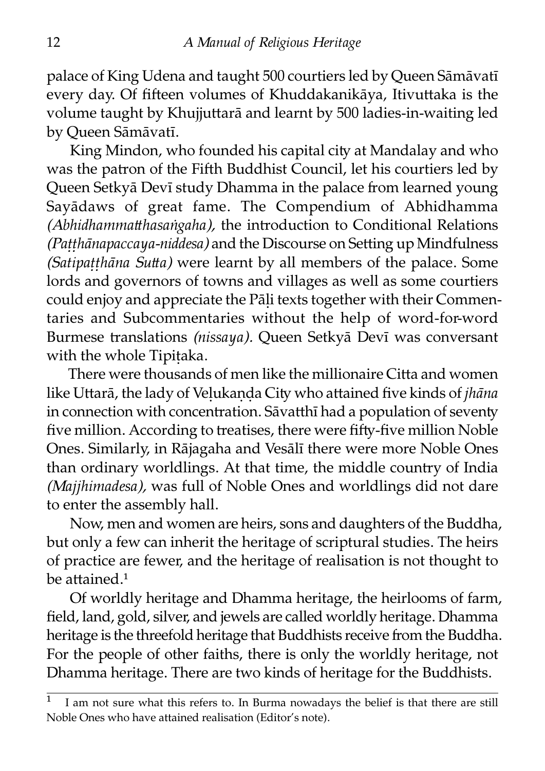palace of King Udena and taught 500 courtiers led by Queen Sāmāvatī every day. Of fifteen volumes of Khuddakanikāya, Itivuttaka is the volume taught by Khujjuttarā and learnt by 500 ladies-in-waiting led by Queen Sāmāvatī.

King Mindon, who founded his capital city at Mandalay and who was the patron of the Fifth Buddhist Council, let his courtiers led by Queen Setkyā Devī study Dhamma in the palace from learned young Sayādaws of great fame. The Compendium of Abhidhamma *(Abhidhammatthasaṅgaha),* the introduction to Conditional Relations *(Paṭṭhānapaccaya-niddesa)* and the Discourse on Setting up Mindfulness *(Satipaṭṭhāna Sutta)* were learnt by all members of the palace. Some lords and governors of towns and villages as well as some courtiers could enjoy and appreciate the Pāḷi texts together with their Commentaries and Subcommentaries without the help of word-for-word Burmese translations *(nissaya).* Queen Setkyā Devī was conversant with the whole Tipiṭaka.

There were thousands of men like the millionaire Citta and women like Uttarā, the lady of Veḷukaṇḍa City who attained five kinds of *jhāna* in connection with concentration. Sāvatthī had a population of seventy five million. According to treatises, there were fifty-five million Noble Ones. Similarly, in Rājagaha and Vesālī there were more Noble Ones than ordinary worldlings. At that time, the middle country of India *(Majjhimadesa),* was full of Noble Ones and worldlings did not dare to enter the assembly hall.

Now, men and women are heirs, sons and daughters of the Buddha, but only a few can inherit the heritage of scriptural studies. The heirs of practice are fewer, and the heritage of realisation is not thought to be attained.[1]

Of worldly heritage and Dhamma heritage, the heirlooms of farm, field, land, gold, silver, and jewels are called worldly heritage. Dhamma heritage is the threefold heritage that Buddhists receive from the Buddha. For the people of other faiths, there is only the worldly heritage, not Dhamma heritage. There are two kinds of heritage for the Buddhists.

---

[1] I am not sure what this refers to. In Burma nowadays the belief is that there are still Noble Ones who have attained realisation (Editor's note).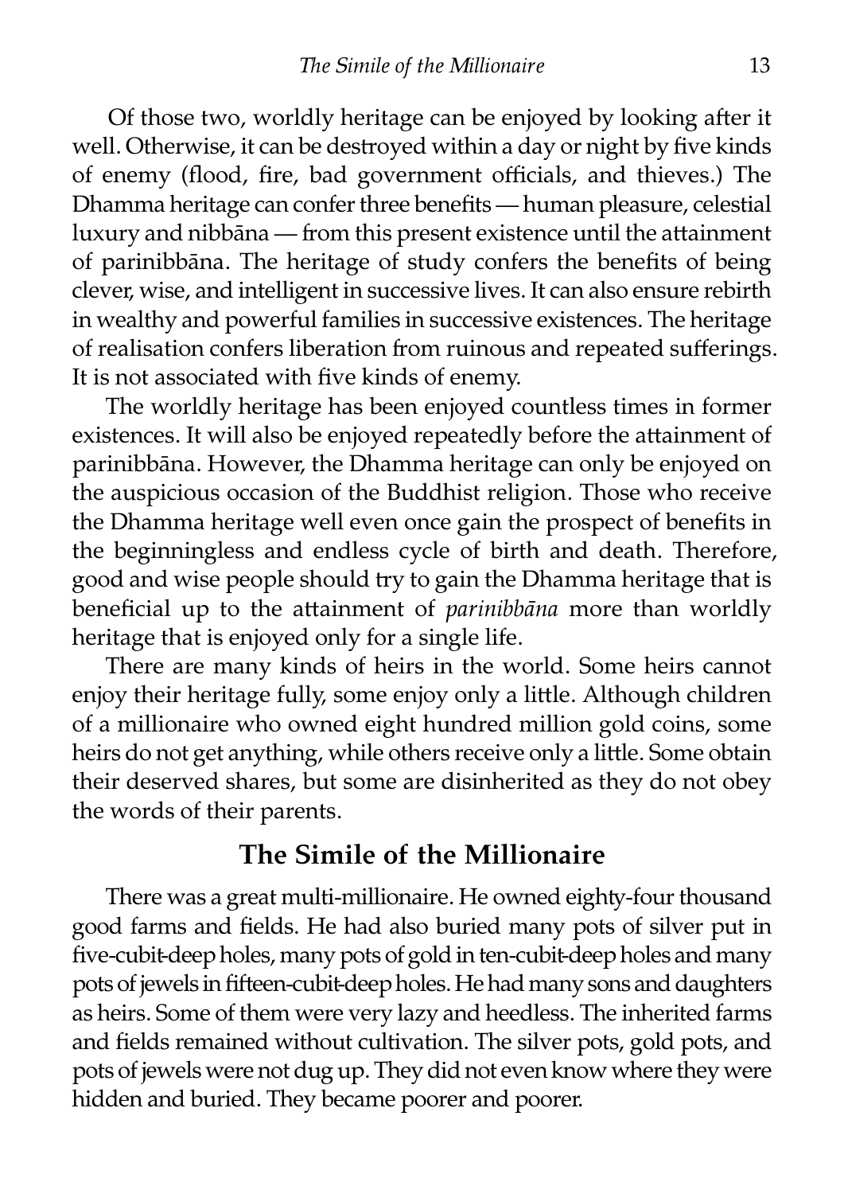Of those two, worldly heritage can be enjoyed by looking after it well. Otherwise, it can be destroyed within a day or night by five kinds of enemy (flood, fire, bad government officials, and thieves.) The Dhamma heritage can confer three benefits — human pleasure, celestial luxury and nibbāna — from this present existence until the attainment of parinibbāna. The heritage of study confers the benefits of being clever, wise, and intelligent in successive lives. It can also ensure rebirth in wealthy and powerful families in successive existences. The heritage of realisation confers liberation from ruinous and repeated sufferings. It is not associated with five kinds of enemy.

The worldly heritage has been enjoyed countless times in former existences. It will also be enjoyed repeatedly before the attainment of parinibbāna. However, the Dhamma heritage can only be enjoyed on the auspicious occasion of the Buddhist religion. Those who receive the Dhamma heritage well even once gain the prospect of benefits in the beginningless and endless cycle of birth and death. Therefore, good and wise people should try to gain the Dhamma heritage that is beneficial up to the attainment of *parinibbāna* more than worldly heritage that is enjoyed only for a single life.

There are many kinds of heirs in the world. Some heirs cannot enjoy their heritage fully, some enjoy only a little. Although children of a millionaire who owned eight hundred million gold coins, some heirs do not get anything, while others receive only a little. Some obtain their deserved shares, but some are disinherited as they do not obey the words of their parents.

## The Simile of the Millionaire

There was a great multi-millionaire. He owned eighty-four thousand good farms and fields. He had also buried many pots of silver put in five-cubit-deep holes, many pots of gold in ten-cubit-deep holes and many pots of jewels in fifteen-cubit-deep holes. He had many sons and daughters as heirs. Some of them were very lazy and heedless. The inherited farms and fields remained without cultivation. The silver pots, gold pots, and pots of jewels were not dug up. They did not even know where they were hidden and buried. They became poorer and poorer.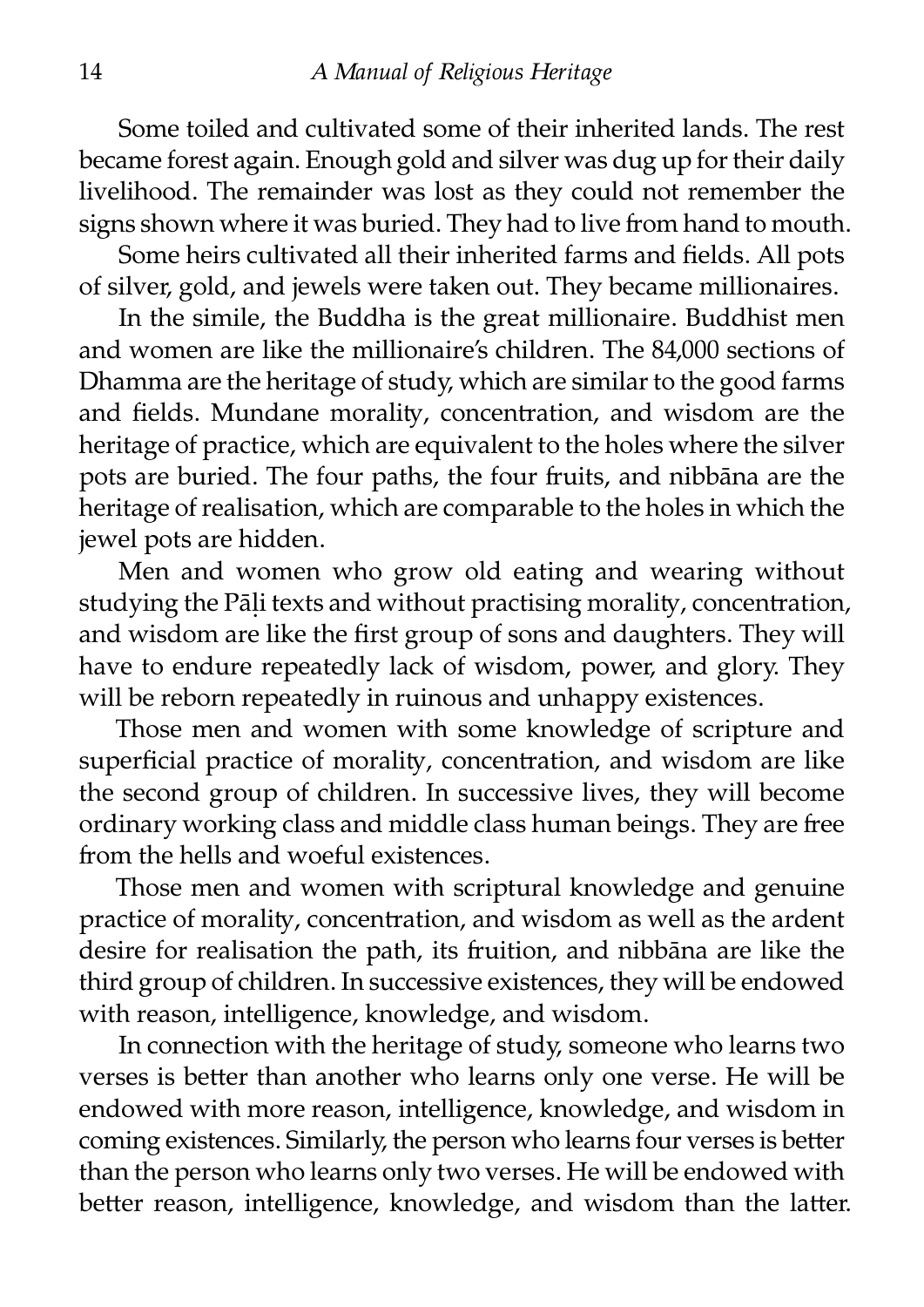Some toiled and cultivated some of their inherited lands. The rest became forest again. Enough gold and silver was dug up for their daily livelihood. The remainder was lost as they could not remember the signs shown where it was buried. They had to live from hand to mouth.

Some heirs cultivated all their inherited farms and fields. All pots of silver, gold, and jewels were taken out. They became millionaires.

In the simile, the Buddha is the great millionaire. Buddhist men and women are like the millionaire's children. The 84,000 sections of Dhamma are the heritage of study, which are similar to the good farms and fields. Mundane morality, concentration, and wisdom are the heritage of practice, which are equivalent to the holes where the silver pots are buried. The four paths, the four fruits, and nibbāna are the heritage of realisation, which are comparable to the holes in which the jewel pots are hidden.

Men and women who grow old eating and wearing without studying the Pāḷi texts and without practising morality, concentration, and wisdom are like the first group of sons and daughters. They will have to endure repeatedly lack of wisdom, power, and glory. They will be reborn repeatedly in ruinous and unhappy existences.

Those men and women with some knowledge of scripture and superficial practice of morality, concentration, and wisdom are like the second group of children. In successive lives, they will become ordinary working class and middle class human beings. They are free from the hells and woeful existences.

Those men and women with scriptural knowledge and genuine practice of morality, concentration, and wisdom as well as the ardent desire for realisation the path, its fruition, and nibbāna are like the third group of children. In successive existences, they will be endowed with reason, intelligence, knowledge, and wisdom.

In connection with the heritage of study, someone who learns two verses is better than another who learns only one verse. He will be endowed with more reason, intelligence, knowledge, and wisdom in coming existences. Similarly, the person who learns four verses is better than the person who learns only two verses. He will be endowed with better reason, intelligence, knowledge, and wisdom than the latter.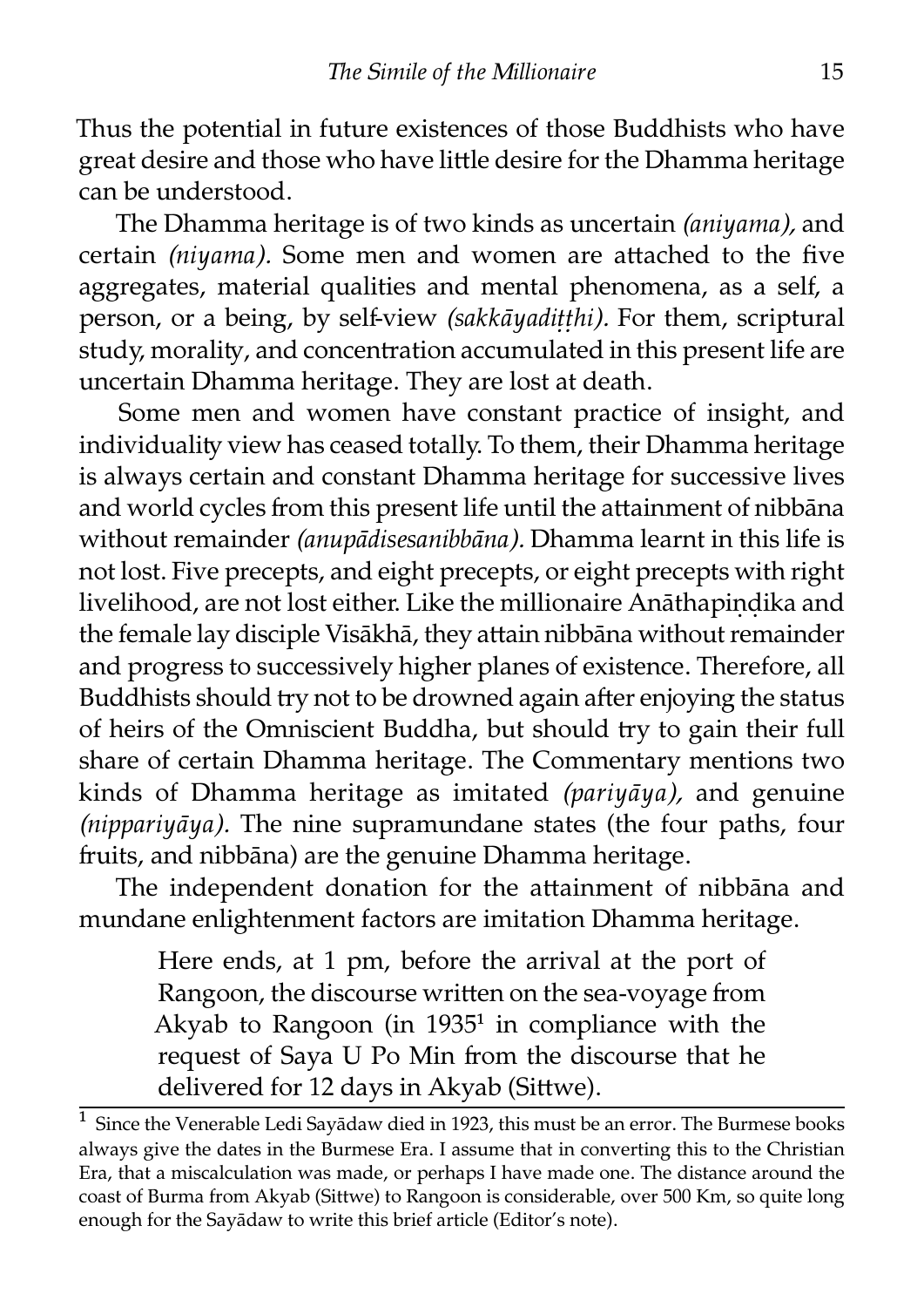Thus the potential in future existences of those Buddhists who have great desire and those who have little desire for the Dhamma heritage can be understood.

The Dhamma heritage is of two kinds as uncertain *(aniyama),* and certain *(niyama).* Some men and women are attached to the five aggregates, material qualities and mental phenomena, as a self, a person, or a being, by self-view *(sakkāyadiṭṭhi).* For them, scriptural study, morality, and concentration accumulated in this present life are uncertain Dhamma heritage. They are lost at death.

Some men and women have constant practice of insight, and individuality view has ceased totally. To them, their Dhamma heritage is always certain and constant Dhamma heritage for successive lives and world cycles from this present life until the attainment of nibbāna without remainder *(anupādisesanibbāna).* Dhamma learnt in this life is not lost. Five precepts, and eight precepts, or eight precepts with right livelihood, are not lost either. Like the millionaire Anāthapiṇḍika and the female lay disciple Visākhā, they attain nibbāna without remainder and progress to successively higher planes of existence. Therefore, all Buddhists should try not to be drowned again after enjoying the status of heirs of the Omniscient Buddha, but should try to gain their full share of certain Dhamma heritage. The Commentary mentions two kinds of Dhamma heritage as imitated *(pariyāya),* and genuine *(nippariyāya).* The nine supramundane states (the four paths, four fruits, and nibbāna) are the genuine Dhamma heritage.

The independent donation for the attainment of nibbāna and mundane enlightenment factors are imitation Dhamma heritage.

> Here ends, at 1 pm, before the arrival at the port of Rangoon, the discourse written on the sea-voyage from Akyab to Rangoon (in 1935[1] in compliance with the request of Saya U Po Min from the discourse that he delivered for 12 days in Akyab (Sittwe).

[1] Since the Venerable Ledi Sayādaw died in 1923, this must be an error. The Burmese books always give the dates in the Burmese Era. I assume that in converting this to the Christian Era, that a miscalculation was made, or perhaps I have made one. The distance around the coast of Burma from Akyab (Sittwe) to Rangoon is considerable, over 500 Km, so quite long enough for the Sayādaw to write this brief article (Editor's note).